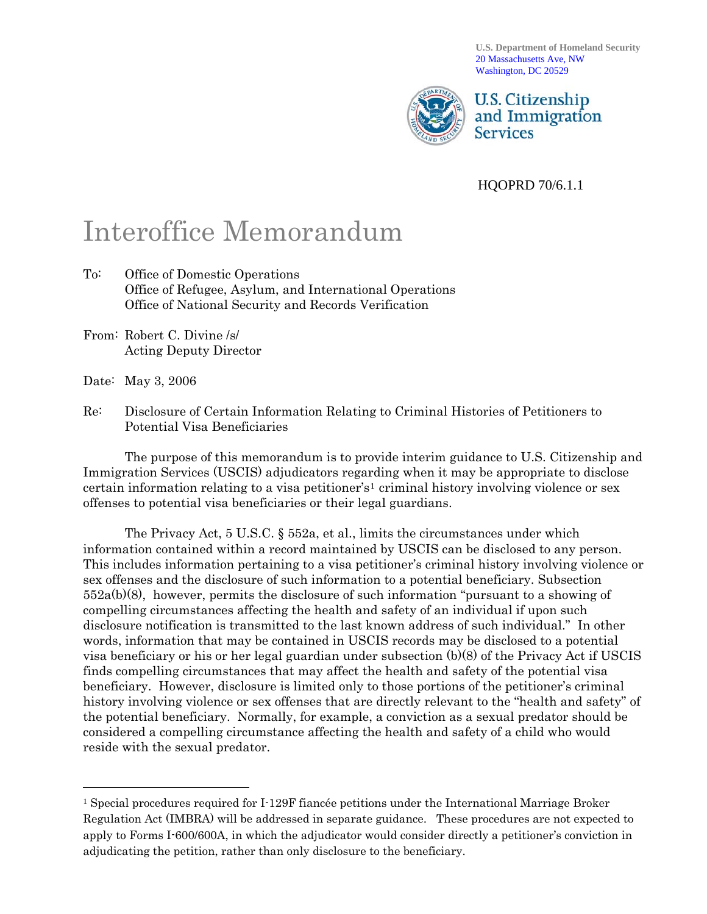U.S. Department of Homeland Security
20 Massachusetts Ave, NW
Washington, DC 20529

U.S. Citizenship and Immigration Services

HQOPRD 70/6.1.1

# Interoffice Memorandum

To: Office of Domestic Operations
Office of Refugee, Asylum, and International Operations
Office of National Security and Records Verification

From: Robert C. Divine /s/
Acting Deputy Director

Date: May 3, 2006

Re: Disclosure of Certain Information Relating to Criminal Histories of Petitioners to Potential Visa Beneficiaries

The purpose of this memorandum is to provide interim guidance to U.S. Citizenship and Immigration Services (USCIS) adjudicators regarding when it may be appropriate to disclose certain information relating to a visa petitioner's[1] criminal history involving violence or sex offenses to potential visa beneficiaries or their legal guardians.

The Privacy Act, 5 U.S.C. § 552a, et al., limits the circumstances under which information contained within a record maintained by USCIS can be disclosed to any person. This includes information pertaining to a visa petitioner's criminal history involving violence or sex offenses and the disclosure of such information to a potential beneficiary. Subsection 552a(b)(8), however, permits the disclosure of such information "pursuant to a showing of compelling circumstances affecting the health and safety of an individual if upon such disclosure notification is transmitted to the last known address of such individual." In other words, information that may be contained in USCIS records may be disclosed to a potential visa beneficiary or his or her legal guardian under subsection (b)(8) of the Privacy Act if USCIS finds compelling circumstances that may affect the health and safety of the potential visa beneficiary. However, disclosure is limited only to those portions of the petitioner's criminal history involving violence or sex offenses that are directly relevant to the "health and safety" of the potential beneficiary. Normally, for example, a conviction as a sexual predator should be considered a compelling circumstance affecting the health and safety of a child who would reside with the sexual predator.

---

[1] Special procedures required for I-129F fiancée petitions under the International Marriage Broker Regulation Act (IMBRA) will be addressed in separate guidance. These procedures are not expected to apply to Forms I-600/600A, in which the adjudicator would consider directly a petitioner's conviction in adjudicating the petition, rather than only disclosure to the beneficiary.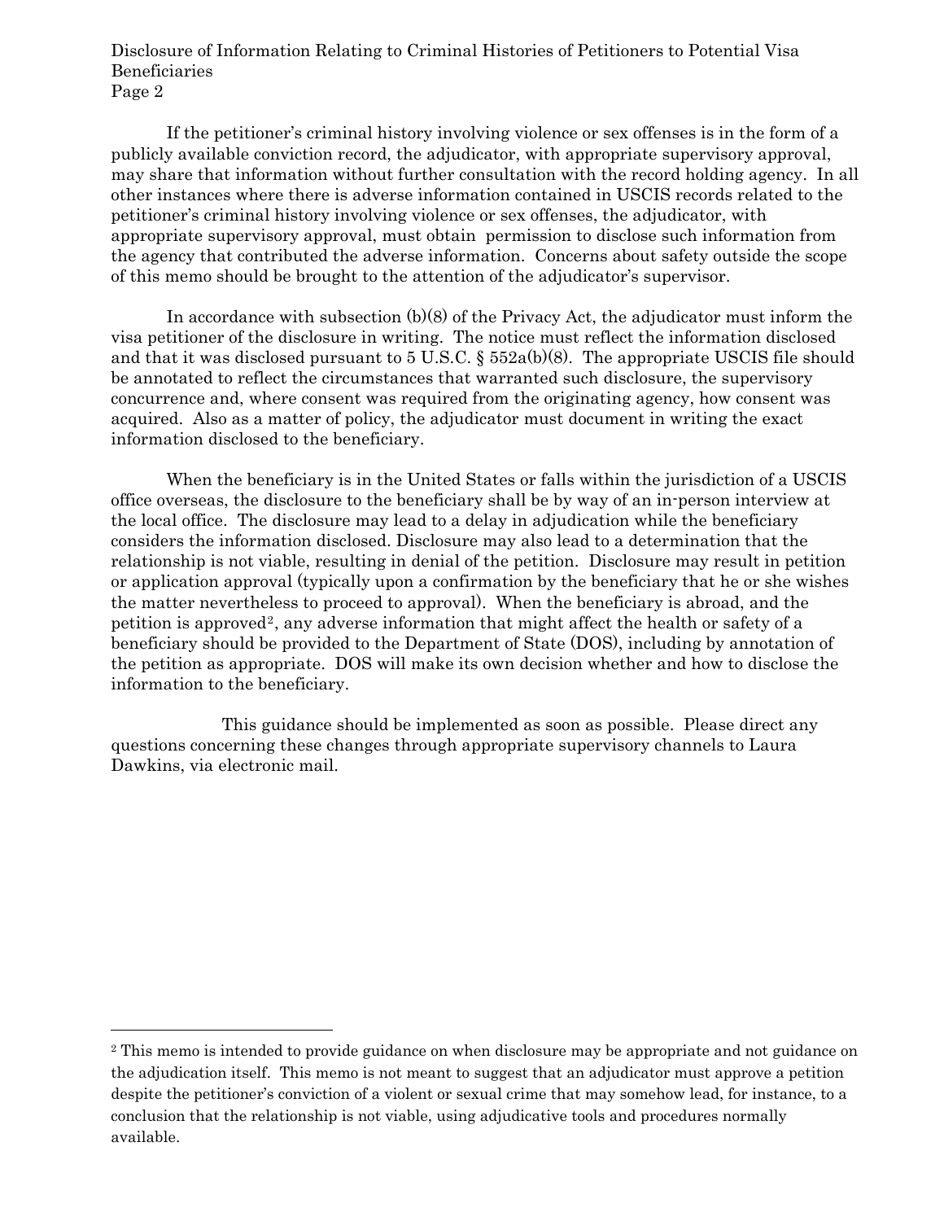If the petitioner's criminal history involving violence or sex offenses is in the form of a publicly available conviction record, the adjudicator, with appropriate supervisory approval, may share that information without further consultation with the record holding agency. In all other instances where there is adverse information contained in USCIS records related to the petitioner's criminal history involving violence or sex offenses, the adjudicator, with appropriate supervisory approval, must obtain permission to disclose such information from the agency that contributed the adverse information. Concerns about safety outside the scope of this memo should be brought to the attention of the adjudicator's supervisor.

In accordance with subsection (b)(8) of the Privacy Act, the adjudicator must inform the visa petitioner of the disclosure in writing. The notice must reflect the information disclosed and that it was disclosed pursuant to 5 U.S.C. § 552a(b)(8). The appropriate USCIS file should be annotated to reflect the circumstances that warranted such disclosure, the supervisory concurrence and, where consent was required from the originating agency, how consent was acquired. Also as a matter of policy, the adjudicator must document in writing the exact information disclosed to the beneficiary.

When the beneficiary is in the United States or falls within the jurisdiction of a USCIS office overseas, the disclosure to the beneficiary shall be by way of an in-person interview at the local office. The disclosure may lead to a delay in adjudication while the beneficiary considers the information disclosed. Disclosure may also lead to a determination that the relationship is not viable, resulting in denial of the petition. Disclosure may result in petition or application approval (typically upon a confirmation by the beneficiary that he or she wishes the matter nevertheless to proceed to approval). When the beneficiary is abroad, and the petition is approved[2], any adverse information that might affect the health or safety of a beneficiary should be provided to the Department of State (DOS), including by annotation of the petition as appropriate. DOS will make its own decision whether and how to disclose the information to the beneficiary.

This guidance should be implemented as soon as possible. Please direct any questions concerning these changes through appropriate supervisory channels to Laura Dawkins, via electronic mail.

---

[2] This memo is intended to provide guidance on when disclosure may be appropriate and not guidance on the adjudication itself. This memo is not meant to suggest that an adjudicator must approve a petition despite the petitioner's conviction of a violent or sexual crime that may somehow lead, for instance, to a conclusion that the relationship is not viable, using adjudicative tools and procedures normally available.